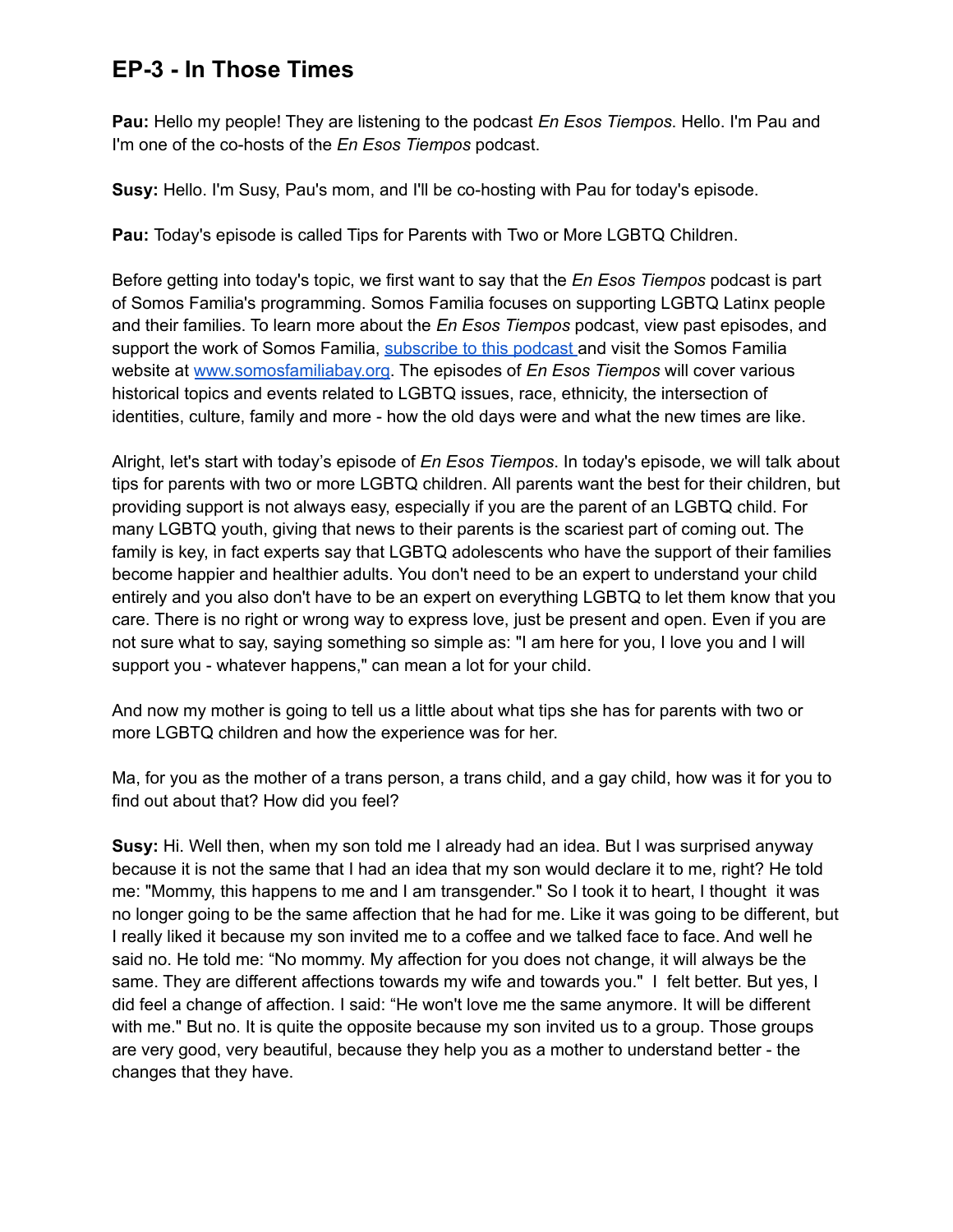## EP-3 - In Those Times

**Pau:** Hello my people! They are listening to the podcast *En Esos Tiempos*. Hello. I'm Pau and I'm one of the co-hosts of the *En Esos Tiempos* podcast.

**Susy:** Hello. I'm Susy, Pau's mom, and I'll be co-hosting with Pau for today's episode.

**Pau:** Today's episode is called Tips for Parents with Two or More LGBTQ Children.

Before getting into today's topic, we first want to say that the *En Esos Tiempos* podcast is part of Somos Familia's programming. Somos Familia focuses on supporting LGBTQ Latinx people and their families. To learn more about the *En Esos Tiempos* podcast, view past episodes, and support the work of Somos Familia, [subscribe to this podcast](#) and visit the Somos Familia website at [www.somosfamiliabay.org](http://www.somosfamiliabay.org). The episodes of *En Esos Tiempos* will cover various historical topics and events related to LGBTQ issues, race, ethnicity, the intersection of identities, culture, family and more - how the old days were and what the new times are like.

Alright, let's start with today's episode of *En Esos Tiempos*. In today's episode, we will talk about tips for parents with two or more LGBTQ children. All parents want the best for their children, but providing support is not always easy, especially if you are the parent of an LGBTQ child. For many LGBTQ youth, giving that news to their parents is the scariest part of coming out. The family is key, in fact experts say that LGBTQ adolescents who have the support of their families become happier and healthier adults. You don't need to be an expert to understand your child entirely and you also don't have to be an expert on everything LGBTQ to let them know that you care. There is no right or wrong way to express love, just be present and open. Even if you are not sure what to say, saying something so simple as: "I am here for you, I love you and I will support you - whatever happens," can mean a lot for your child.

And now my mother is going to tell us a little about what tips she has for parents with two or more LGBTQ children and how the experience was for her.

Ma, for you as the mother of a trans person, a trans child, and a gay child, how was it for you to find out about that? How did you feel?

**Susy:** Hi. Well then, when my son told me I already had an idea. But I was surprised anyway because it is not the same that I had an idea that my son would declare it to me, right? He told me: "Mommy, this happens to me and I am transgender." So I took it to heart, I thought it was no longer going to be the same affection that he had for me. Like it was going to be different, but I really liked it because my son invited me to a coffee and we talked face to face. And well he said no. He told me: "No mommy. My affection for you does not change, it will always be the same. They are different affections towards my wife and towards you." I felt better. But yes, I did feel a change of affection. I said: "He won't love me the same anymore. It will be different with me." But no. It is quite the opposite because my son invited us to a group. Those groups are very good, very beautiful, because they help you as a mother to understand better - the changes that they have.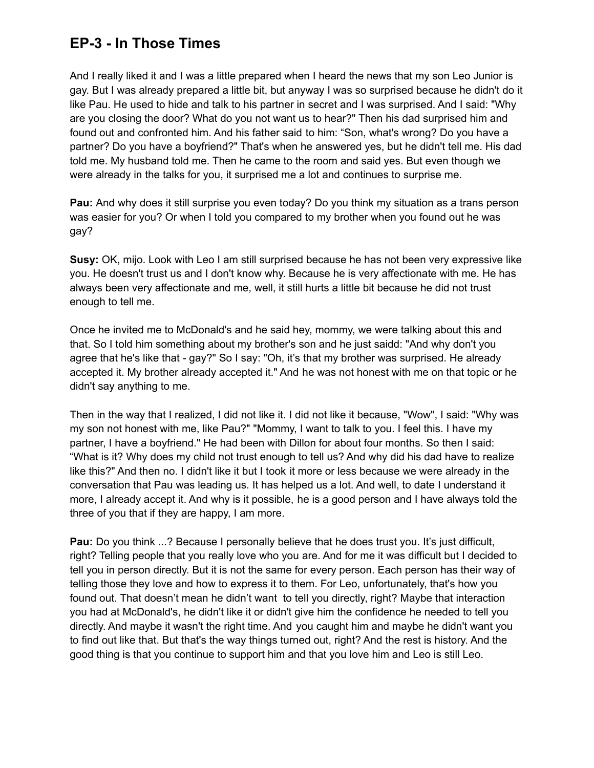## EP-3 - In Those Times

And I really liked it and I was a little prepared when I heard the news that my son Leo Junior is gay. But I was already prepared a little bit, but anyway I was so surprised because he didn't do it like Pau. He used to hide and talk to his partner in secret and I was surprised. And I said: "Why are you closing the door? What do you not want us to hear?" Then his dad surprised him and found out and confronted him. And his father said to him: "Son, what's wrong? Do you have a partner? Do you have a boyfriend?" That's when he answered yes, but he didn't tell me. His dad told me. My husband told me. Then he came to the room and said yes. But even though we were already in the talks for you, it surprised me a lot and continues to surprise me.

**Pau:** And why does it still surprise you even today? Do you think my situation as a trans person was easier for you? Or when I told you compared to my brother when you found out he was gay?

**Susy:** OK, mijo. Look with Leo I am still surprised because he has not been very expressive like you. He doesn't trust us and I don't know why. Because he is very affectionate with me. He has always been very affectionate and me, well, it still hurts a little bit because he did not trust enough to tell me.

Once he invited me to McDonald's and he said hey, mommy, we were talking about this and that. So I told him something about my brother's son and he just saidd: "And why don't you agree that he's like that - gay?" So I say: "Oh, it's that my brother was surprised. He already accepted it. My brother already accepted it." And he was not honest with me on that topic or he didn't say anything to me.

Then in the way that I realized, I did not like it. I did not like it because, "Wow", I said: "Why was my son not honest with me, like Pau?" "Mommy, I want to talk to you. I feel this. I have my partner, I have a boyfriend." He had been with Dillon for about four months. So then I said: "What is it? Why does my child not trust enough to tell us? And why did his dad have to realize like this?" And then no. I didn't like it but I took it more or less because we were already in the conversation that Pau was leading us. It has helped us a lot. And well, to date I understand it more, I already accept it. And why is it possible, he is a good person and I have always told the three of you that if they are happy, I am more.

**Pau:** Do you think ...? Because I personally believe that he does trust you. It's just difficult, right? Telling people that you really love who you are. And for me it was difficult but I decided to tell you in person directly. But it is not the same for every person. Each person has their way of telling those they love and how to express it to them. For Leo, unfortunately, that's how you found out. That doesn't mean he didn't want to tell you directly, right? Maybe that interaction you had at McDonald's, he didn't like it or didn't give him the confidence he needed to tell you directly. And maybe it wasn't the right time. And you caught him and maybe he didn't want you to find out like that. But that's the way things turned out, right? And the rest is history. And the good thing is that you continue to support him and that you love him and Leo is still Leo.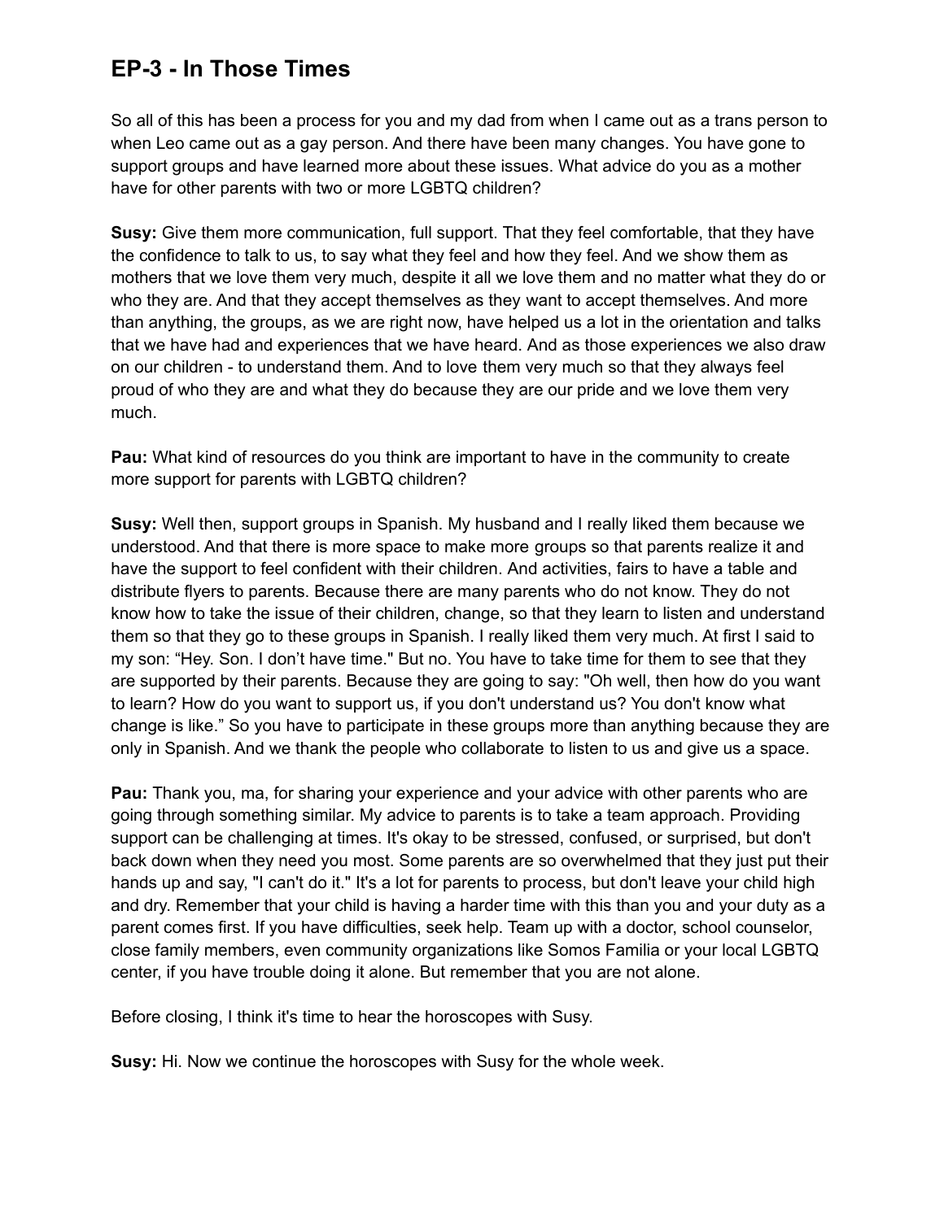## EP-3 - In Those Times

So all of this has been a process for you and my dad from when I came out as a trans person to when Leo came out as a gay person. And there have been many changes. You have gone to support groups and have learned more about these issues. What advice do you as a mother have for other parents with two or more LGBTQ children?

**Susy:** Give them more communication, full support. That they feel comfortable, that they have the confidence to talk to us, to say what they feel and how they feel. And we show them as mothers that we love them very much, despite it all we love them and no matter what they do or who they are. And that they accept themselves as they want to accept themselves. And more than anything, the groups, as we are right now, have helped us a lot in the orientation and talks that we have had and experiences that we have heard. And as those experiences we also draw on our children - to understand them. And to love them very much so that they always feel proud of who they are and what they do because they are our pride and we love them very much.

**Pau:** What kind of resources do you think are important to have in the community to create more support for parents with LGBTQ children?

**Susy:** Well then, support groups in Spanish. My husband and I really liked them because we understood. And that there is more space to make more groups so that parents realize it and have the support to feel confident with their children. And activities, fairs to have a table and distribute flyers to parents. Because there are many parents who do not know. They do not know how to take the issue of their children, change, so that they learn to listen and understand them so that they go to these groups in Spanish. I really liked them very much. At first I said to my son: “Hey. Son. I don’t have time." But no. You have to take time for them to see that they are supported by their parents. Because they are going to say: "Oh well, then how do you want to learn? How do you want to support us, if you don't understand us? You don't know what change is like.” So you have to participate in these groups more than anything because they are only in Spanish. And we thank the people who collaborate to listen to us and give us a space.

**Pau:** Thank you, ma, for sharing your experience and your advice with other parents who are going through something similar. My advice to parents is to take a team approach. Providing support can be challenging at times. It's okay to be stressed, confused, or surprised, but don't back down when they need you most. Some parents are so overwhelmed that they just put their hands up and say, "I can't do it." It's a lot for parents to process, but don't leave your child high and dry. Remember that your child is having a harder time with this than you and your duty as a parent comes first. If you have difficulties, seek help. Team up with a doctor, school counselor, close family members, even community organizations like Somos Familia or your local LGBTQ center, if you have trouble doing it alone. But remember that you are not alone.

Before closing, I think it's time to hear the horoscopes with Susy.

**Susy:** Hi. Now we continue the horoscopes with Susy for the whole week.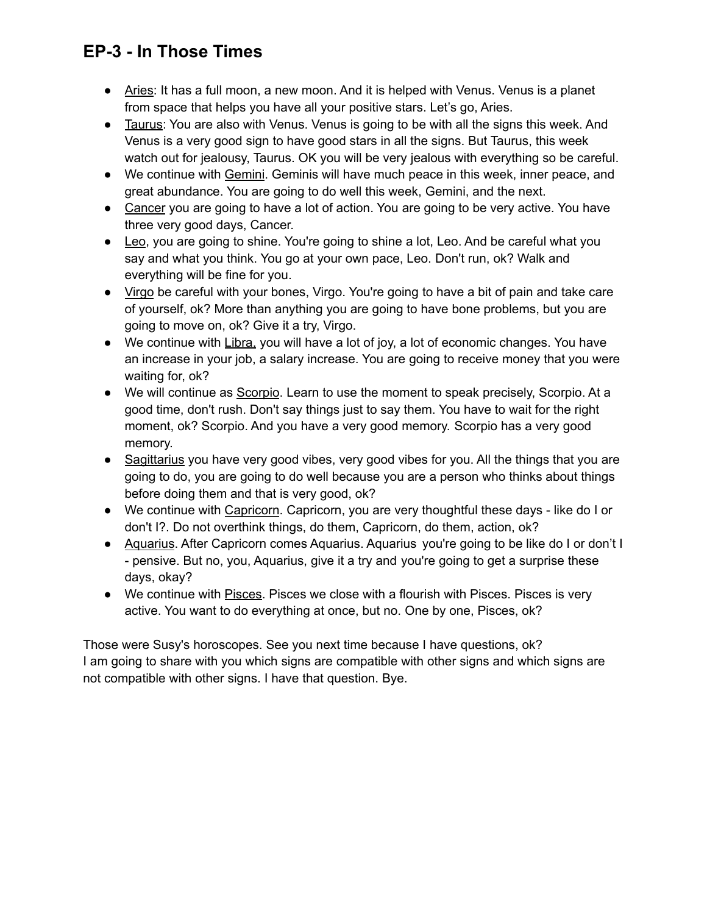## EP-3 - In Those Times

- Aries: It has a full moon, a new moon. And it is helped with Venus. Venus is a planet from space that helps you have all your positive stars. Let's go, Aries.
- Taurus: You are also with Venus. Venus is going to be with all the signs this week. And Venus is a very good sign to have good stars in all the signs. But Taurus, this week watch out for jealousy, Taurus. OK you will be very jealous with everything so be careful.
- We continue with Gemini. Geminis will have much peace in this week, inner peace, and great abundance. You are going to do well this week, Gemini, and the next.
- Cancer you are going to have a lot of action. You are going to be very active. You have three very good days, Cancer.
- Leo, you are going to shine. You're going to shine a lot, Leo. And be careful what you say and what you think. You go at your own pace, Leo. Don't run, ok? Walk and everything will be fine for you.
- Virgo be careful with your bones, Virgo. You're going to have a bit of pain and take care of yourself, ok? More than anything you are going to have bone problems, but you are going to move on, ok? Give it a try, Virgo.
- We continue with Libra, you will have a lot of joy, a lot of economic changes. You have an increase in your job, a salary increase. You are going to receive money that you were waiting for, ok?
- We will continue as Scorpio. Learn to use the moment to speak precisely, Scorpio. At a good time, don't rush. Don't say things just to say them. You have to wait for the right moment, ok? Scorpio. And you have a very good memory. Scorpio has a very good memory.
- Sagittarius you have very good vibes, very good vibes for you. All the things that you are going to do, you are going to do well because you are a person who thinks about things before doing them and that is very good, ok?
- We continue with Capricorn. Capricorn, you are very thoughtful these days - like do I or don't I?. Do not overthink things, do them, Capricorn, do them, action, ok?
- Aquarius. After Capricorn comes Aquarius. Aquarius you're going to be like do I or don't I - pensive. But no, you, Aquarius, give it a try and you're going to get a surprise these days, okay?
- We continue with Pisces. Pisces we close with a flourish with Pisces. Pisces is very active. You want to do everything at once, but no. One by one, Pisces, ok?

Those were Susy's horoscopes. See you next time because I have questions, ok?
I am going to share with you which signs are compatible with other signs and which signs are not compatible with other signs. I have that question. Bye.